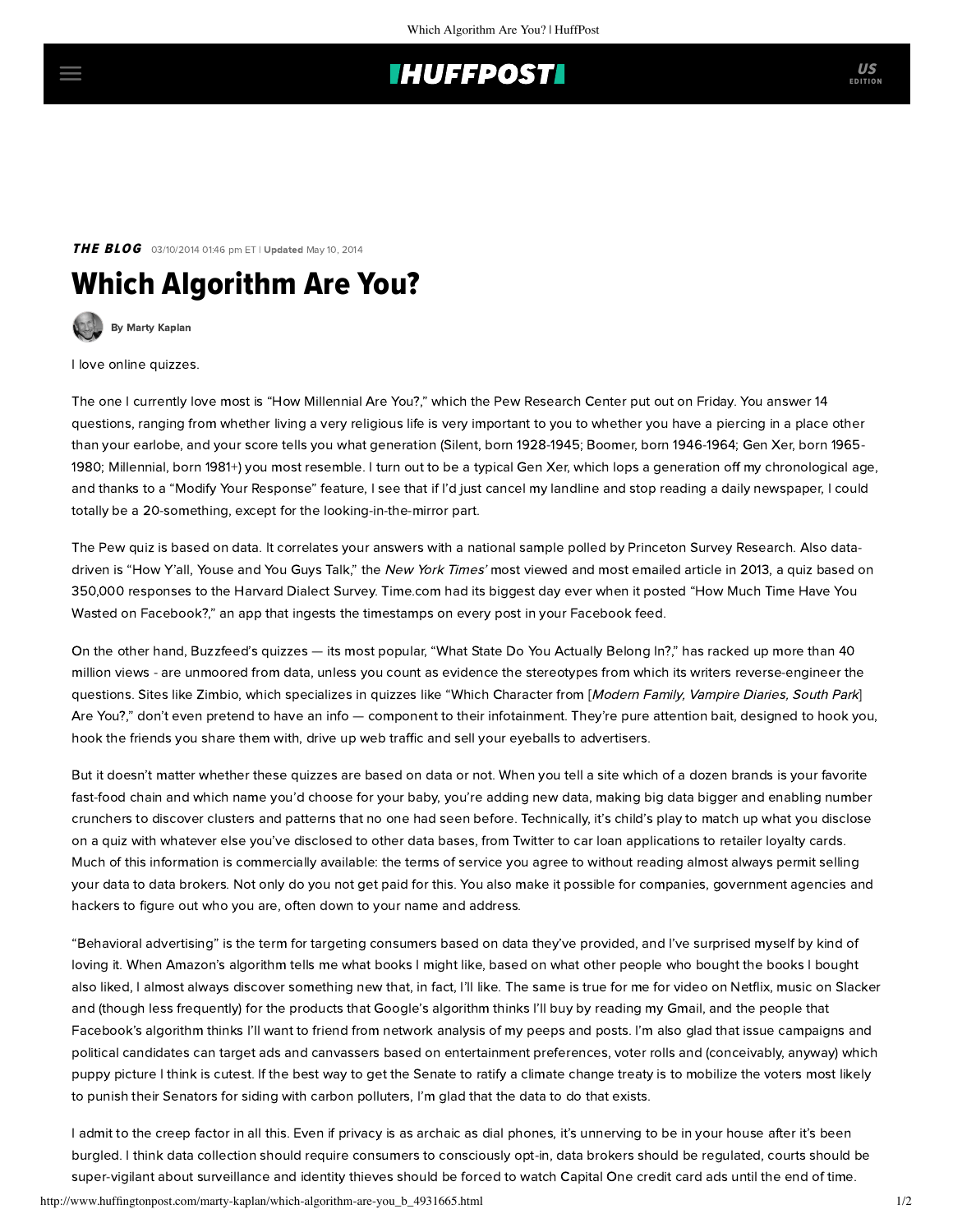**THE BLOG** 03/10/2014 01:46 pm ET | **Updated** May 10, 2014

# Which Algorithm Are You?

**By Marty Kaplan**

I love online quizzes.

The one I currently love most is "How Millennial Are You?," which the Pew Research Center put out on Friday. You answer 14 questions, ranging from whether living a very religious life is very important to you to whether you have a piercing in a place other than your earlobe, and your score tells you what generation (Silent, born 1928-1945; Boomer, born 1946-1964; Gen Xer, born 1965-1980; Millennial, born 1981+) you most resemble. I turn out to be a typical Gen Xer, which lops a generation off my chronological age, and thanks to a "Modify Your Response" feature, I see that if I'd just cancel my landline and stop reading a daily newspaper, I could totally be a 20-something, except for the looking-in-the-mirror part.

The Pew quiz is based on data. It correlates your answers with a national sample polled by Princeton Survey Research. Also data-driven is "How Y'all, Youse and You Guys Talk," the *New York Times'* most viewed and most emailed article in 2013, a quiz based on 350,000 responses to the Harvard Dialect Survey. Time.com had its biggest day ever when it posted "How Much Time Have You Wasted on Facebook?," an app that ingests the timestamps on every post in your Facebook feed.

On the other hand, Buzzfeed's quizzes — its most popular, "What State Do You Actually Belong In?," has racked up more than 40 million views - are unmoored from data, unless you count as evidence the stereotypes from which its writers reverse-engineer the questions. Sites like Zimbio, which specializes in quizzes like "Which Character from [*Modern Family, Vampire Diaries, South Park*] Are You?," don't even pretend to have an info — component to their infotainment. They're pure attention bait, designed to hook you, hook the friends you share them with, drive up web traffic and sell your eyeballs to advertisers.

But it doesn't matter whether these quizzes are based on data or not. When you tell a site which of a dozen brands is your favorite fast-food chain and which name you'd choose for your baby, you're adding new data, making big data bigger and enabling number crunchers to discover clusters and patterns that no one had seen before. Technically, it's child's play to match up what you disclose on a quiz with whatever else you've disclosed to other data bases, from Twitter to car loan applications to retailer loyalty cards. Much of this information is commercially available: the terms of service you agree to without reading almost always permit selling your data to data brokers. Not only do you not get paid for this. You also make it possible for companies, government agencies and hackers to figure out who you are, often down to your name and address.

"Behavioral advertising" is the term for targeting consumers based on data they've provided, and I've surprised myself by kind of loving it. When Amazon's algorithm tells me what books I might like, based on what other people who bought the books I bought also liked, I almost always discover something new that, in fact, I'll like. The same is true for me for video on Netflix, music on Slacker and (though less frequently) for the products that Google's algorithm thinks I'll buy by reading my Gmail, and the people that Facebook's algorithm thinks I'll want to friend from network analysis of my peeps and posts. I'm also glad that issue campaigns and political candidates can target ads and canvassers based on entertainment preferences, voter rolls and (conceivably, anyway) which puppy picture I think is cutest. If the best way to get the Senate to ratify a climate change treaty is to mobilize the voters most likely to punish their Senators for siding with carbon polluters, I'm glad that the data to do that exists.

I admit to the creep factor in all this. Even if privacy is as archaic as dial phones, it's unnerving to be in your house after it's been burgled. I think data collection should require consumers to consciously opt-in, data brokers should be regulated, courts should be super-vigilant about surveillance and identity thieves should be forced to watch Capital One credit card ads until the end of time.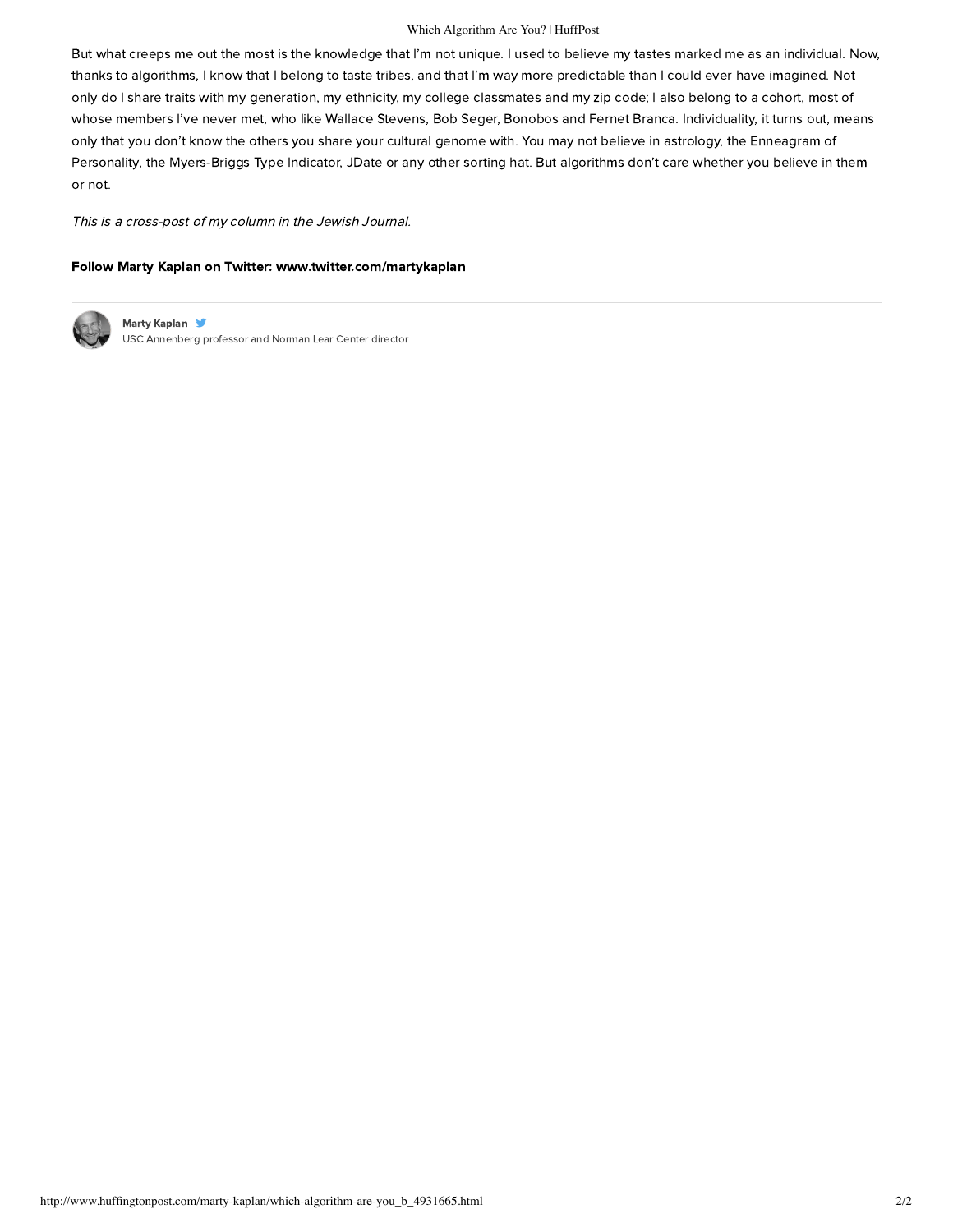But what creeps me out the most is the knowledge that I'm not unique. I used to believe my tastes marked me as an individual. Now, thanks to algorithms, I know that I belong to taste tribes, and that I'm way more predictable than I could ever have imagined. Not only do I share traits with my generation, my ethnicity, my college classmates and my zip code; I also belong to a cohort, most of whose members I've never met, who like Wallace Stevens, Bob Seger, Bonobos and Fernet Branca. Individuality, it turns out, means only that you don't know the others you share your cultural genome with. You may not believe in astrology, the Enneagram of Personality, the Myers-Briggs Type Indicator, JDate or any other sorting hat. But algorithms don't care whether you believe in them or not.

*This is a cross-post of my column in the Jewish Journal.*

**Follow Marty Kaplan on Twitter: www.twitter.com/martykaplan**

---

**Marty Kaplan**
USC Annenberg professor and Norman Lear Center director